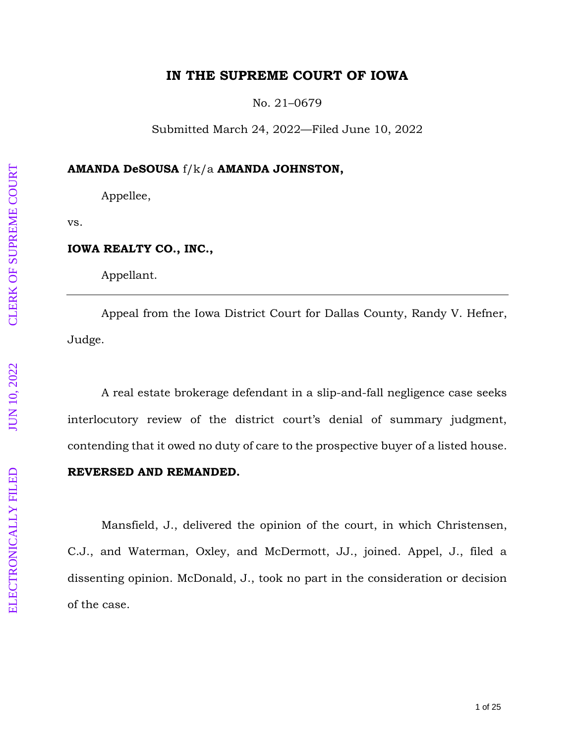# IN THE SUPREME COURT OF IOWA

No. 21–0679

Submitted March 24, 2022—Filed June 10, 2022

**AMANDA DeSOUSA** f/k/a **AMANDA JOHNSTON,**

Appellee,

vs.

**IOWA REALTY CO., INC.,**

Appellant.

---

Appeal from the Iowa District Court for Dallas County, Randy V. Hefner, Judge.

A real estate brokerage defendant in a slip-and-fall negligence case seeks interlocutory review of the district court's denial of summary judgment, contending that it owed no duty of care to the prospective buyer of a listed house.

**REVERSED AND REMANDED.**

Mansfield, J., delivered the opinion of the court, in which Christensen, C.J., and Waterman, Oxley, and McDermott, JJ., joined. Appel, J., filed a dissenting opinion. McDonald, J., took no part in the consideration or decision of the case.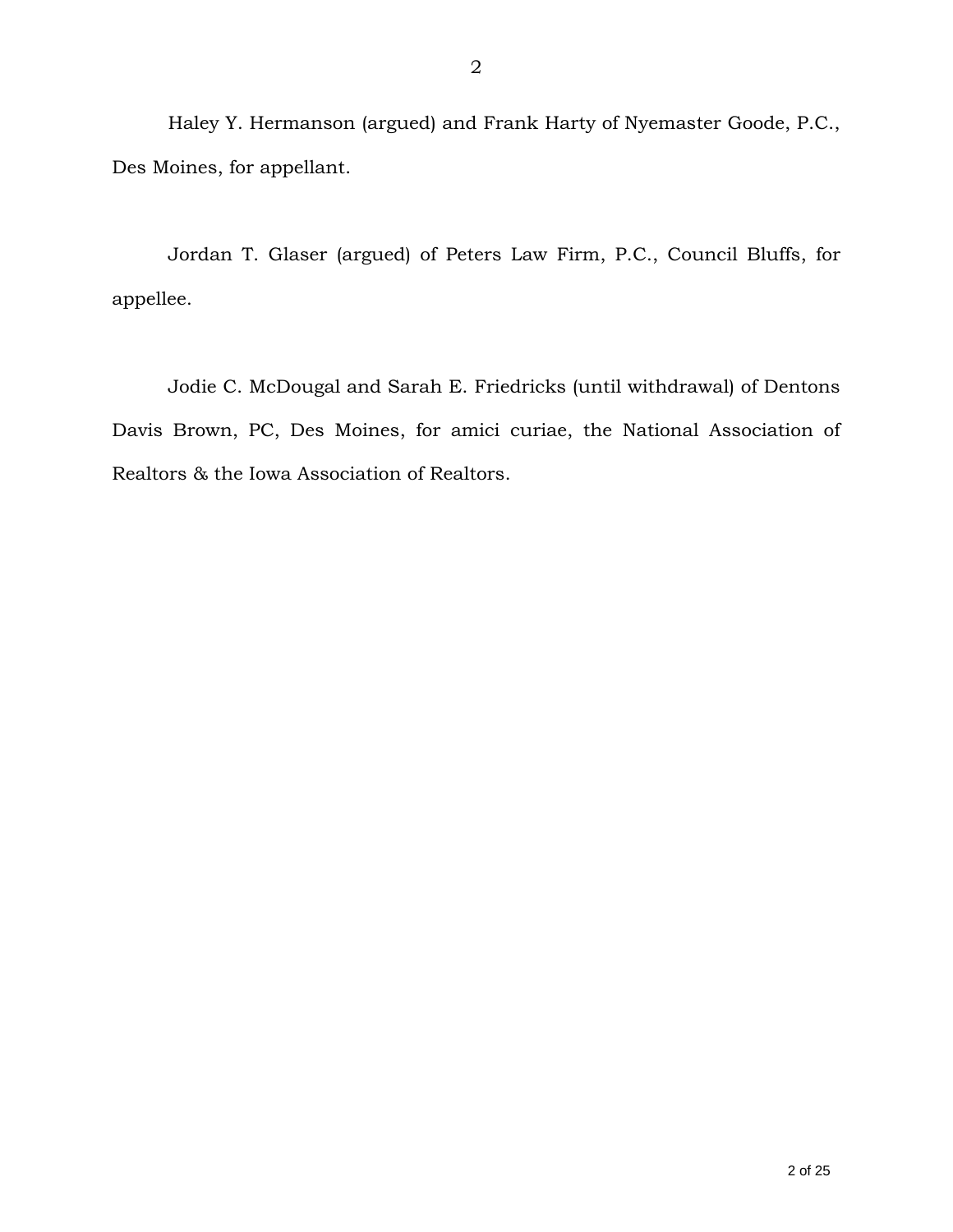Haley Y. Hermanson (argued) and Frank Harty of Nyemaster Goode, P.C., Des Moines, for appellant.

Jordan T. Glaser (argued) of Peters Law Firm, P.C., Council Bluffs, for appellee.

Jodie C. McDougal and Sarah E. Friedricks (until withdrawal) of Dentons Davis Brown, PC, Des Moines, for amici curiae, the National Association of Realtors & the Iowa Association of Realtors.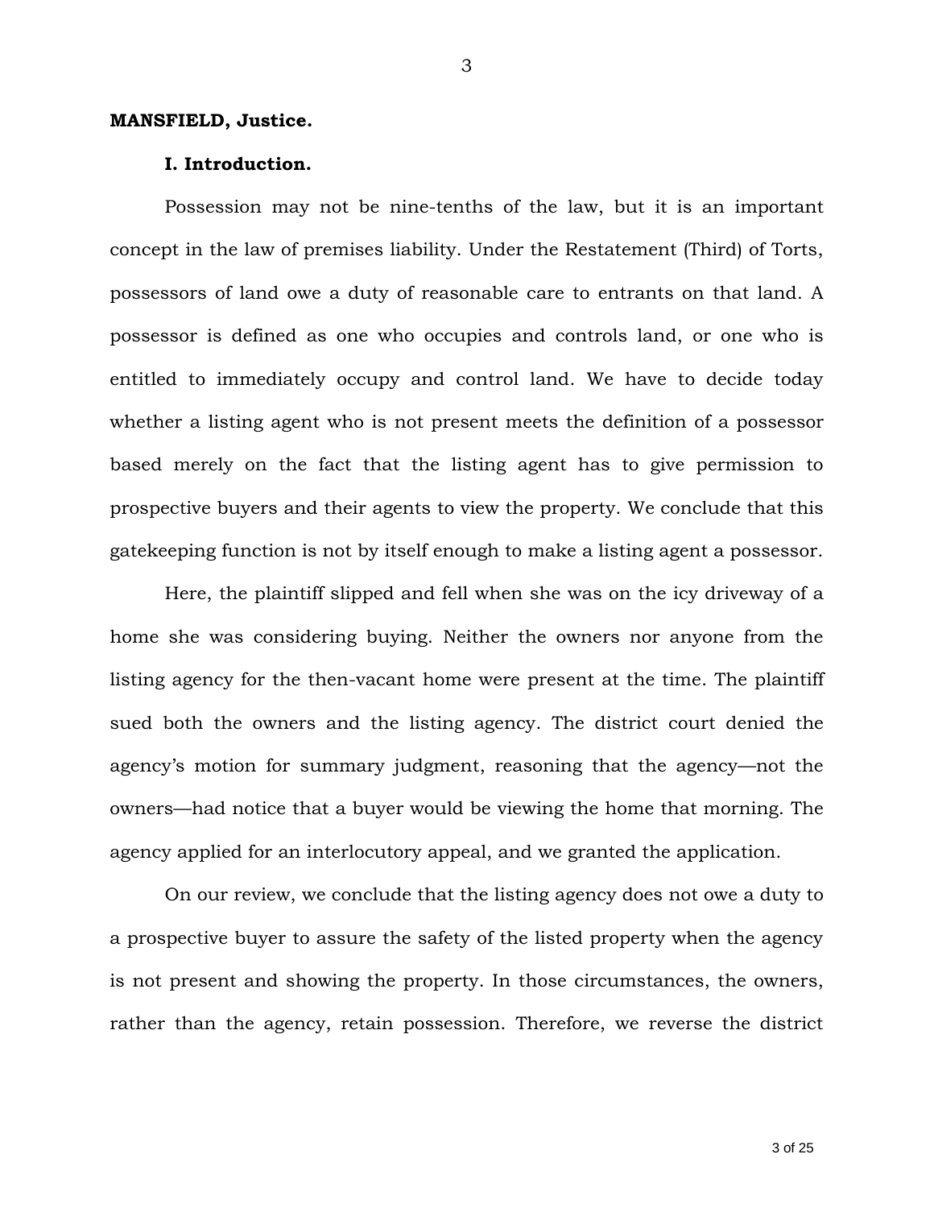**MANSFIELD, Justice.**

**I. Introduction.**

Possession may not be nine-tenths of the law, but it is an important concept in the law of premises liability. Under the Restatement (Third) of Torts, possessors of land owe a duty of reasonable care to entrants on that land. A possessor is defined as one who occupies and controls land, or one who is entitled to immediately occupy and control land. We have to decide today whether a listing agent who is not present meets the definition of a possessor based merely on the fact that the listing agent has to give permission to prospective buyers and their agents to view the property. We conclude that this gatekeeping function is not by itself enough to make a listing agent a possessor.

Here, the plaintiff slipped and fell when she was on the icy driveway of a home she was considering buying. Neither the owners nor anyone from the listing agency for the then-vacant home were present at the time. The plaintiff sued both the owners and the listing agency. The district court denied the agency's motion for summary judgment, reasoning that the agency—not the owners—had notice that a buyer would be viewing the home that morning. The agency applied for an interlocutory appeal, and we granted the application.

On our review, we conclude that the listing agency does not owe a duty to a prospective buyer to assure the safety of the listed property when the agency is not present and showing the property. In those circumstances, the owners, rather than the agency, retain possession. Therefore, we reverse the district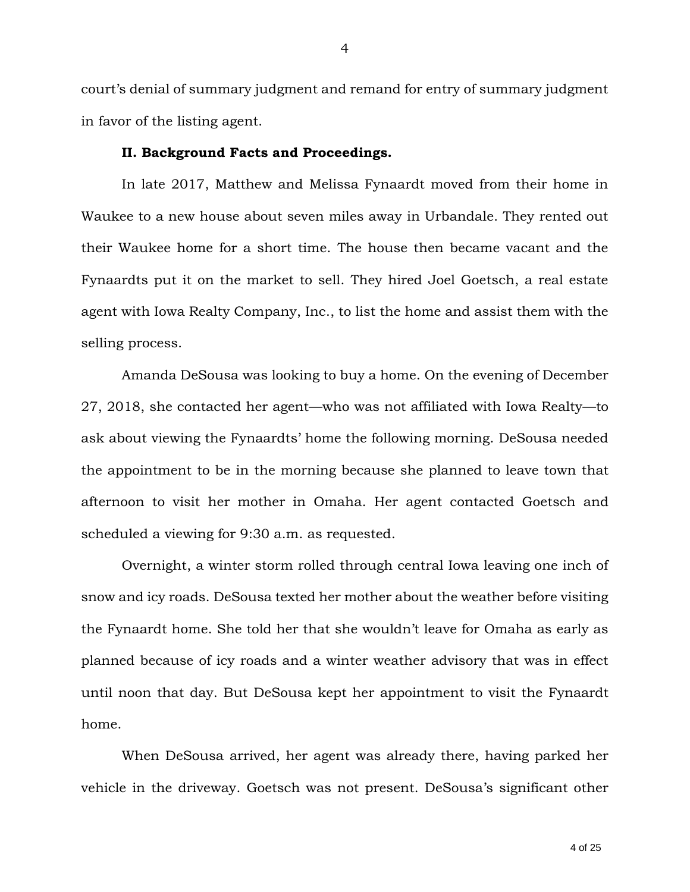court's denial of summary judgment and remand for entry of summary judgment in favor of the listing agent.

**II. Background Facts and Proceedings.**

In late 2017, Matthew and Melissa Fynaardt moved from their home in Waukee to a new house about seven miles away in Urbandale. They rented out their Waukee home for a short time. The house then became vacant and the Fynaardts put it on the market to sell. They hired Joel Goetsch, a real estate agent with Iowa Realty Company, Inc., to list the home and assist them with the selling process.

Amanda DeSousa was looking to buy a home. On the evening of December 27, 2018, she contacted her agent—who was not affiliated with Iowa Realty—to ask about viewing the Fynaardts' home the following morning. DeSousa needed the appointment to be in the morning because she planned to leave town that afternoon to visit her mother in Omaha. Her agent contacted Goetsch and scheduled a viewing for 9:30 a.m. as requested.

Overnight, a winter storm rolled through central Iowa leaving one inch of snow and icy roads. DeSousa texted her mother about the weather before visiting the Fynaardt home. She told her that she wouldn't leave for Omaha as early as planned because of icy roads and a winter weather advisory that was in effect until noon that day. But DeSousa kept her appointment to visit the Fynaardt home.

When DeSousa arrived, her agent was already there, having parked her vehicle in the driveway. Goetsch was not present. DeSousa's significant other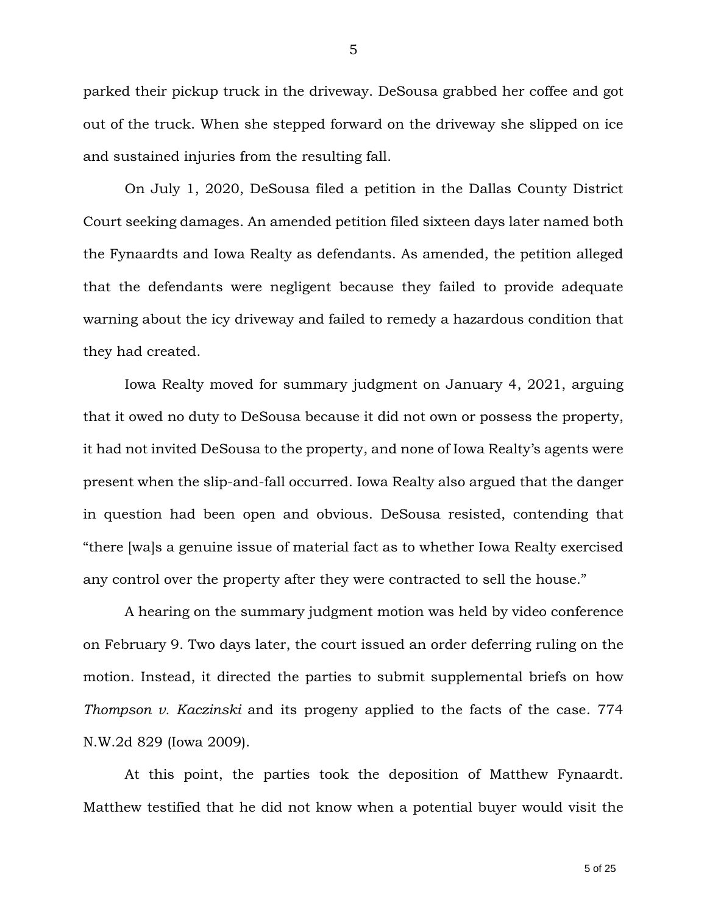parked their pickup truck in the driveway. DeSousa grabbed her coffee and got out of the truck. When she stepped forward on the driveway she slipped on ice and sustained injuries from the resulting fall.

On July 1, 2020, DeSousa filed a petition in the Dallas County District Court seeking damages. An amended petition filed sixteen days later named both the Fynaardts and Iowa Realty as defendants. As amended, the petition alleged that the defendants were negligent because they failed to provide adequate warning about the icy driveway and failed to remedy a hazardous condition that they had created.

Iowa Realty moved for summary judgment on January 4, 2021, arguing that it owed no duty to DeSousa because it did not own or possess the property, it had not invited DeSousa to the property, and none of Iowa Realty's agents were present when the slip-and-fall occurred. Iowa Realty also argued that the danger in question had been open and obvious. DeSousa resisted, contending that "there [wa]s a genuine issue of material fact as to whether Iowa Realty exercised any control over the property after they were contracted to sell the house."

A hearing on the summary judgment motion was held by video conference on February 9. Two days later, the court issued an order deferring ruling on the motion. Instead, it directed the parties to submit supplemental briefs on how *Thompson v. Kaczinski* and its progeny applied to the facts of the case. 774 N.W.2d 829 (Iowa 2009).

At this point, the parties took the deposition of Matthew Fynaardt. Matthew testified that he did not know when a potential buyer would visit the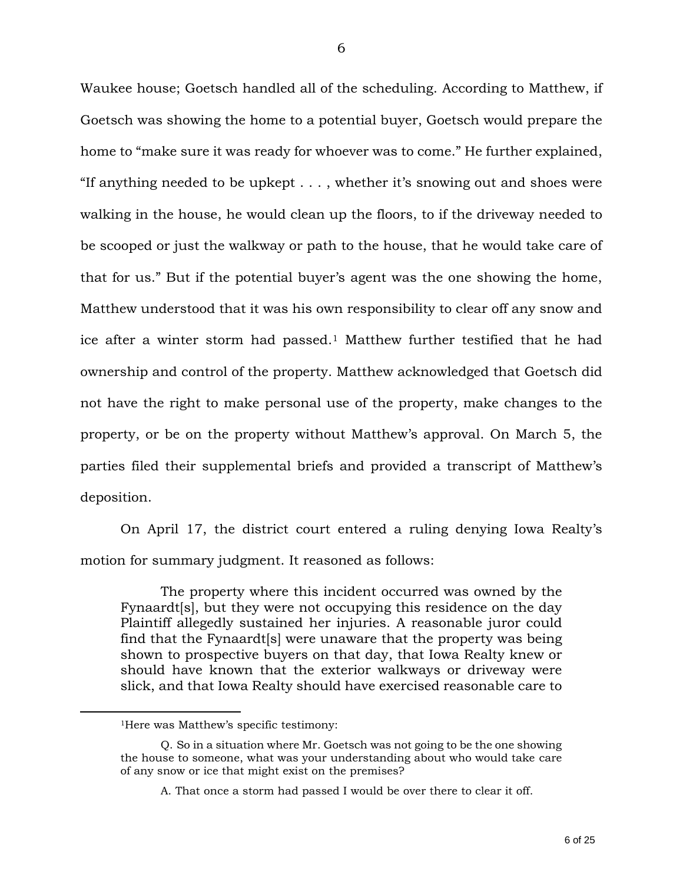Waukee house; Goetsch handled all of the scheduling. According to Matthew, if Goetsch was showing the home to a potential buyer, Goetsch would prepare the home to "make sure it was ready for whoever was to come." He further explained, "If anything needed to be upkept . . . , whether it's snowing out and shoes were walking in the house, he would clean up the floors, to if the driveway needed to be scooped or just the walkway or path to the house, that he would take care of that for us." But if the potential buyer's agent was the one showing the home, Matthew understood that it was his own responsibility to clear off any snow and ice after a winter storm had passed.[1] Matthew further testified that he had ownership and control of the property. Matthew acknowledged that Goetsch did not have the right to make personal use of the property, make changes to the property, or be on the property without Matthew's approval. On March 5, the parties filed their supplemental briefs and provided a transcript of Matthew's deposition.

On April 17, the district court entered a ruling denying Iowa Realty's motion for summary judgment. It reasoned as follows:

> The property where this incident occurred was owned by the Fynaardt[s], but they were not occupying this residence on the day Plaintiff allegedly sustained her injuries. A reasonable juror could find that the Fynaardt[s] were unaware that the property was being shown to prospective buyers on that day, that Iowa Realty knew or should have known that the exterior walkways or driveway were slick, and that Iowa Realty should have exercised reasonable care to

---

[1]Here was Matthew's specific testimony:

> Q. So in a situation where Mr. Goetsch was not going to be the one showing the house to someone, what was your understanding about who would take care of any snow or ice that might exist on the premises?
>
> A. That once a storm had passed I would be over there to clear it off.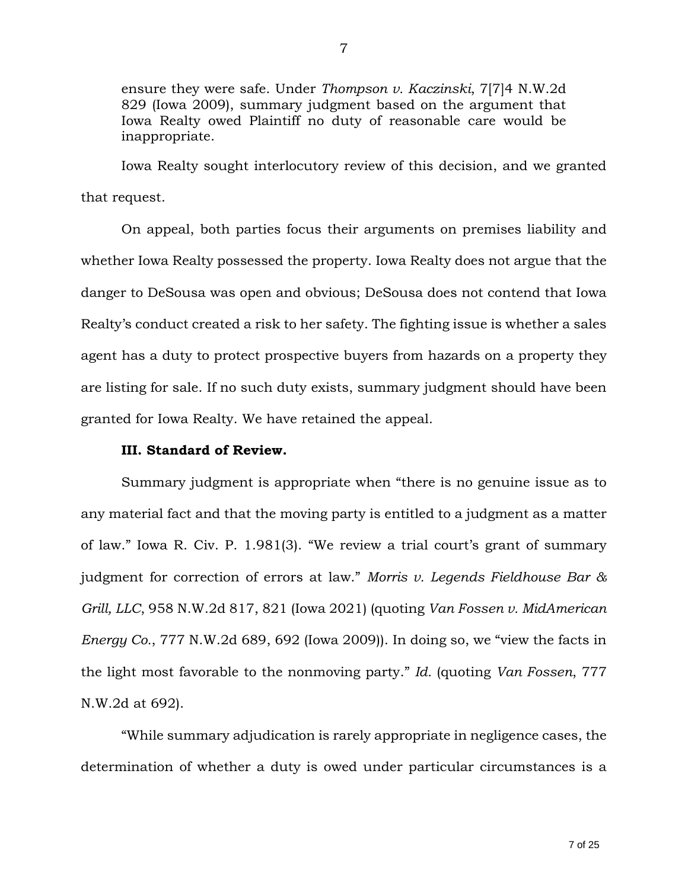ensure they were safe. Under *Thompson v. Kaczinski*, 7[7]4 N.W.2d 829 (Iowa 2009), summary judgment based on the argument that Iowa Realty owed Plaintiff no duty of reasonable care would be inappropriate.

Iowa Realty sought interlocutory review of this decision, and we granted that request.

On appeal, both parties focus their arguments on premises liability and whether Iowa Realty possessed the property. Iowa Realty does not argue that the danger to DeSousa was open and obvious; DeSousa does not contend that Iowa Realty's conduct created a risk to her safety. The fighting issue is whether a sales agent has a duty to protect prospective buyers from hazards on a property they are listing for sale. If no such duty exists, summary judgment should have been granted for Iowa Realty. We have retained the appeal.

**III. Standard of Review.**

Summary judgment is appropriate when "there is no genuine issue as to any material fact and that the moving party is entitled to a judgment as a matter of law." Iowa R. Civ. P. 1.981(3). "We review a trial court's grant of summary judgment for correction of errors at law." *Morris v. Legends Fieldhouse Bar & Grill, LLC*, 958 N.W.2d 817, 821 (Iowa 2021) (quoting *Van Fossen v. MidAmerican Energy Co.*, 777 N.W.2d 689, 692 (Iowa 2009)). In doing so, we "view the facts in the light most favorable to the nonmoving party." *Id.* (quoting *Van Fossen*, 777 N.W.2d at 692).

"While summary adjudication is rarely appropriate in negligence cases, the determination of whether a duty is owed under particular circumstances is a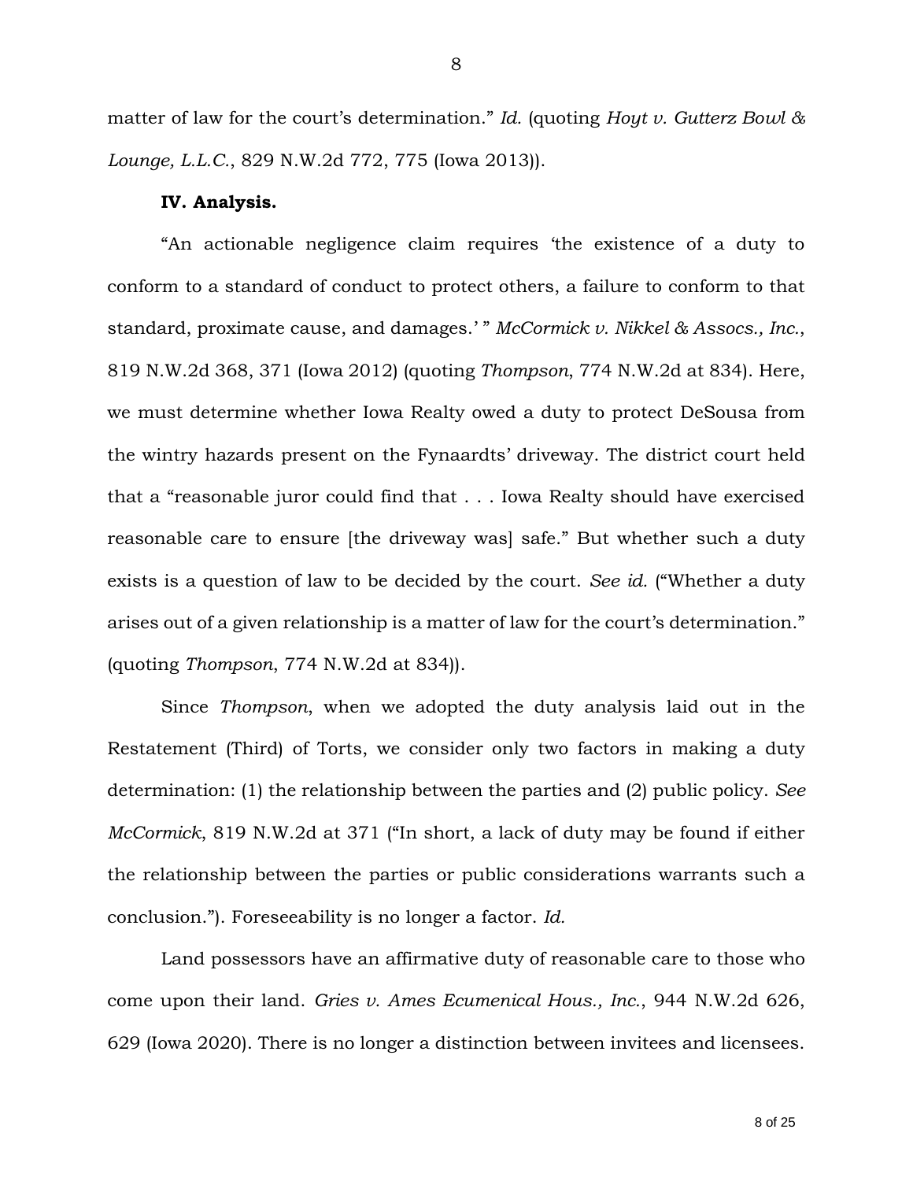matter of law for the court's determination." *Id.* (quoting *Hoyt v. Gutterz Bowl & Lounge, L.L.C.*, 829 N.W.2d 772, 775 (Iowa 2013)).

**IV. Analysis.**

"An actionable negligence claim requires 'the existence of a duty to conform to a standard of conduct to protect others, a failure to conform to that standard, proximate cause, and damages.' " *McCormick v. Nikkel & Assocs., Inc.*, 819 N.W.2d 368, 371 (Iowa 2012) (quoting *Thompson*, 774 N.W.2d at 834). Here, we must determine whether Iowa Realty owed a duty to protect DeSousa from the wintry hazards present on the Fynaardts' driveway. The district court held that a "reasonable juror could find that . . . Iowa Realty should have exercised reasonable care to ensure [the driveway was] safe." But whether such a duty exists is a question of law to be decided by the court. *See id.* ("Whether a duty arises out of a given relationship is a matter of law for the court's determination." (quoting *Thompson*, 774 N.W.2d at 834)).

Since *Thompson*, when we adopted the duty analysis laid out in the Restatement (Third) of Torts, we consider only two factors in making a duty determination: (1) the relationship between the parties and (2) public policy. *See McCormick*, 819 N.W.2d at 371 ("In short, a lack of duty may be found if either the relationship between the parties or public considerations warrants such a conclusion."). Foreseeability is no longer a factor. *Id.*

Land possessors have an affirmative duty of reasonable care to those who come upon their land. *Gries v. Ames Ecumenical Hous., Inc.*, 944 N.W.2d 626, 629 (Iowa 2020). There is no longer a distinction between invitees and licensees.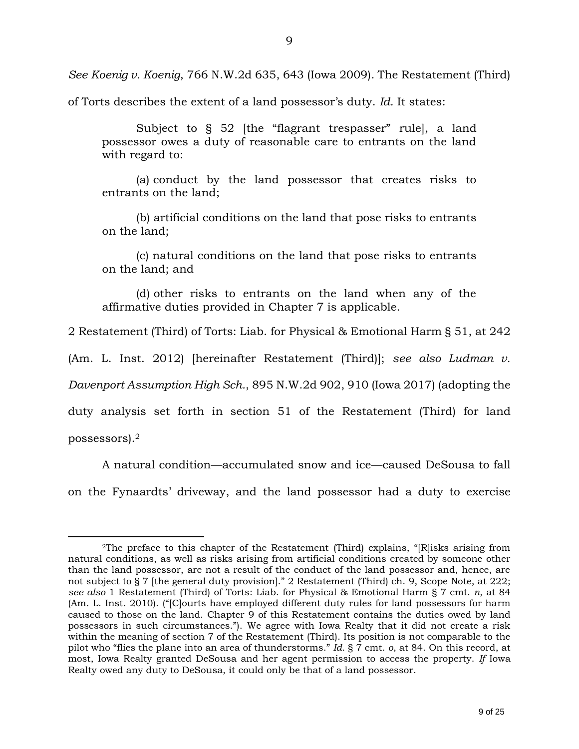*See Koenig v. Koenig*, 766 N.W.2d 635, 643 (Iowa 2009). The Restatement (Third) of Torts describes the extent of a land possessor's duty. *Id.* It states:

> Subject to § 52 [the "flagrant trespasser" rule], a land possessor owes a duty of reasonable care to entrants on the land with regard to:
>
> (a) conduct by the land possessor that creates risks to entrants on the land;
>
> (b) artificial conditions on the land that pose risks to entrants on the land;
>
> (c) natural conditions on the land that pose risks to entrants on the land; and
>
> (d) other risks to entrants on the land when any of the affirmative duties provided in Chapter 7 is applicable.

2 Restatement (Third) of Torts: Liab. for Physical & Emotional Harm § 51, at 242 (Am. L. Inst. 2012) [hereinafter Restatement (Third)]; *see also Ludman v. Davenport Assumption High Sch.*, 895 N.W.2d 902, 910 (Iowa 2017) (adopting the duty analysis set forth in section 51 of the Restatement (Third) for land possessors).[2]

A natural condition—accumulated snow and ice—caused DeSousa to fall on the Fynaardts' driveway, and the land possessor had a duty to exercise

---

[2]The preface to this chapter of the Restatement (Third) explains, "[R]isks arising from natural conditions, as well as risks arising from artificial conditions created by someone other than the land possessor, are not a result of the conduct of the land possessor and, hence, are not subject to § 7 [the general duty provision]." 2 Restatement (Third) ch. 9, Scope Note, at 222; *see also* 1 Restatement (Third) of Torts: Liab. for Physical & Emotional Harm § 7 cmt. *n*, at 84 (Am. L. Inst. 2010). ("[C]ourts have employed different duty rules for land possessors for harm caused to those on the land. Chapter 9 of this Restatement contains the duties owed by land possessors in such circumstances."). We agree with Iowa Realty that it did not create a risk within the meaning of section 7 of the Restatement (Third). Its position is not comparable to the pilot who "flies the plane into an area of thunderstorms." *Id.* § 7 cmt. *o*, at 84. On this record, at most, Iowa Realty granted DeSousa and her agent permission to access the property. *If* Iowa Realty owed any duty to DeSousa, it could only be that of a land possessor.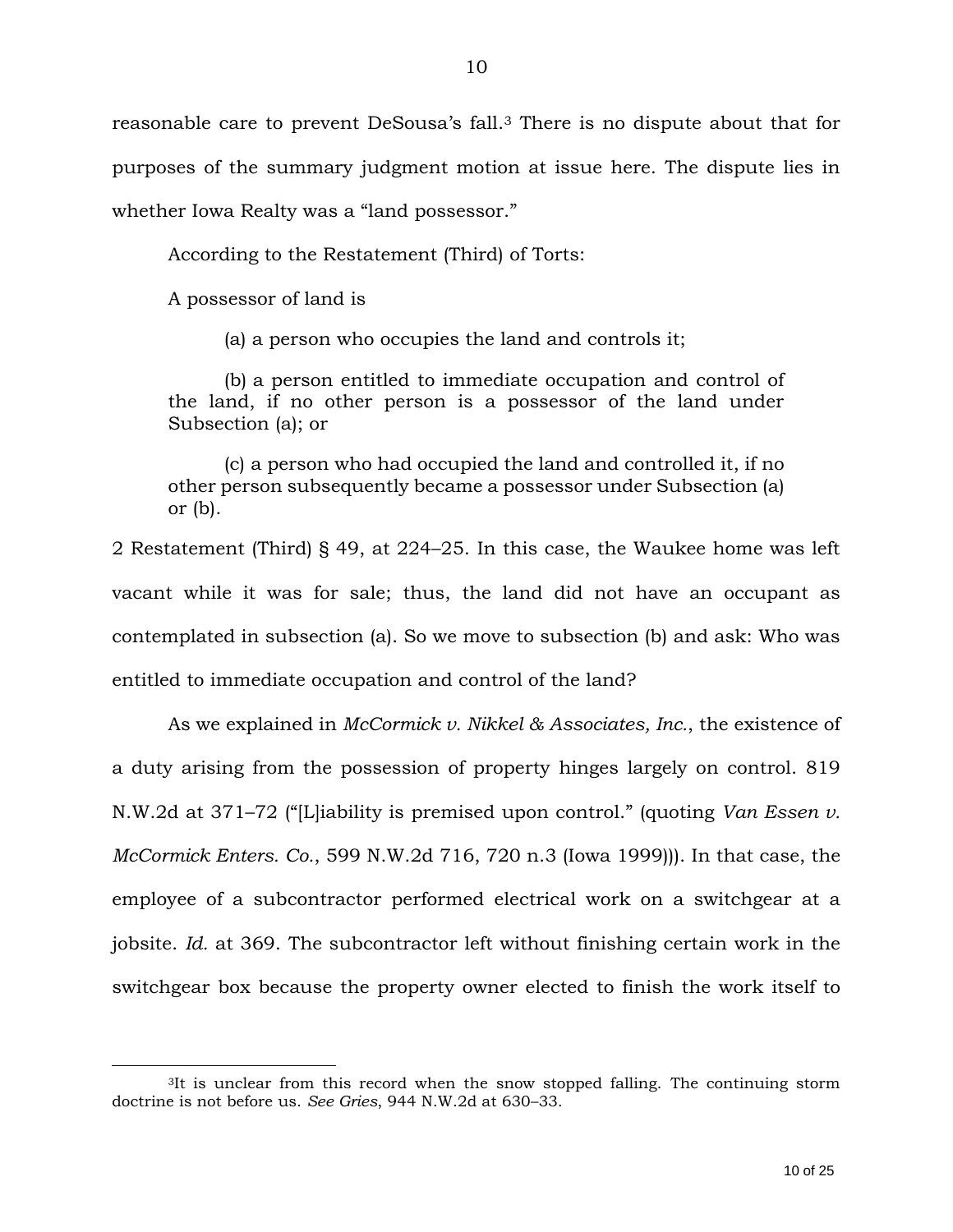reasonable care to prevent DeSousa's fall.[3] There is no dispute about that for purposes of the summary judgment motion at issue here. The dispute lies in whether Iowa Realty was a "land possessor."

According to the Restatement (Third) of Torts:

> A possessor of land is
>
> (a) a person who occupies the land and controls it;
>
> (b) a person entitled to immediate occupation and control of the land, if no other person is a possessor of the land under Subsection (a); or
>
> (c) a person who had occupied the land and controlled it, if no other person subsequently became a possessor under Subsection (a) or (b).

2 Restatement (Third) § 49, at 224–25. In this case, the Waukee home was left vacant while it was for sale; thus, the land did not have an occupant as contemplated in subsection (a). So we move to subsection (b) and ask: Who was entitled to immediate occupation and control of the land?

As we explained in *McCormick v. Nikkel & Associates, Inc.*, the existence of a duty arising from the possession of property hinges largely on control. 819 N.W.2d at 371–72 ("[L]iability is premised upon control." (quoting *Van Essen v. McCormick Enters. Co.*, 599 N.W.2d 716, 720 n.3 (Iowa 1999))). In that case, the employee of a subcontractor performed electrical work on a switchgear at a jobsite. *Id.* at 369. The subcontractor left without finishing certain work in the switchgear box because the property owner elected to finish the work itself to

---

[3]It is unclear from this record when the snow stopped falling. The continuing storm doctrine is not before us. *See Gries*, 944 N.W.2d at 630–33.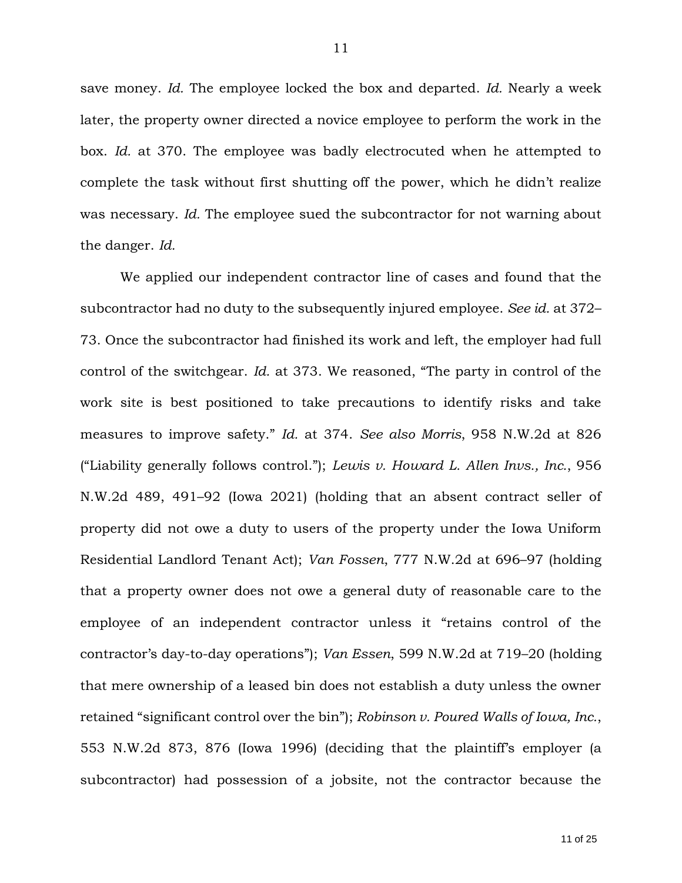save money. *Id.* The employee locked the box and departed. *Id.* Nearly a week later, the property owner directed a novice employee to perform the work in the box. *Id.* at 370. The employee was badly electrocuted when he attempted to complete the task without first shutting off the power, which he didn't realize was necessary. *Id.* The employee sued the subcontractor for not warning about the danger. *Id.*

We applied our independent contractor line of cases and found that the subcontractor had no duty to the subsequently injured employee. *See id.* at 372–73. Once the subcontractor had finished its work and left, the employer had full control of the switchgear. *Id.* at 373. We reasoned, "The party in control of the work site is best positioned to take precautions to identify risks and take measures to improve safety." *Id.* at 374. *See also Morris*, 958 N.W.2d at 826 ("Liability generally follows control."); *Lewis v. Howard L. Allen Invs., Inc.*, 956 N.W.2d 489, 491–92 (Iowa 2021) (holding that an absent contract seller of property did not owe a duty to users of the property under the Iowa Uniform Residential Landlord Tenant Act); *Van Fossen*, 777 N.W.2d at 696–97 (holding that a property owner does not owe a general duty of reasonable care to the employee of an independent contractor unless it "retains control of the contractor's day-to-day operations"); *Van Essen*, 599 N.W.2d at 719–20 (holding that mere ownership of a leased bin does not establish a duty unless the owner retained "significant control over the bin"); *Robinson v. Poured Walls of Iowa, Inc.*, 553 N.W.2d 873, 876 (Iowa 1996) (deciding that the plaintiff's employer (a subcontractor) had possession of a jobsite, not the contractor because the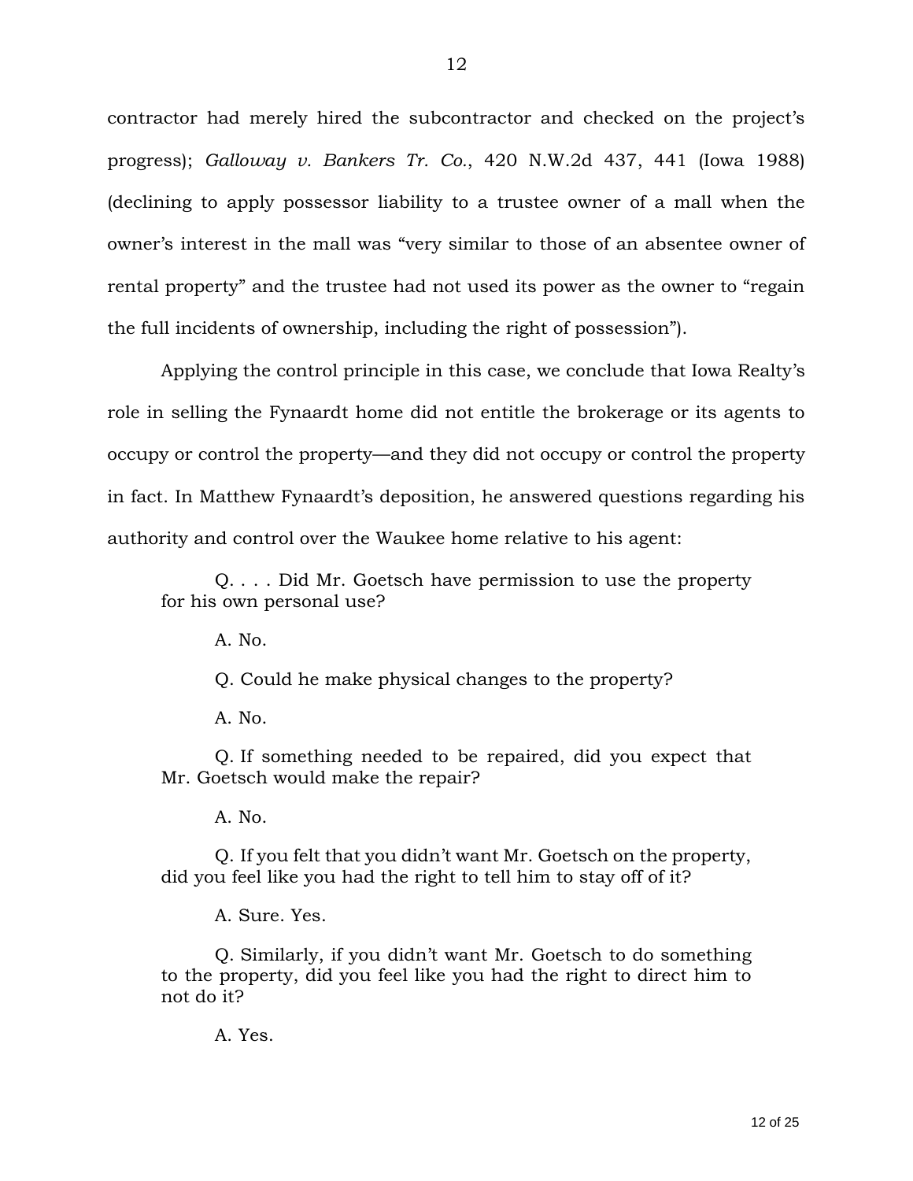contractor had merely hired the subcontractor and checked on the project's progress); *Galloway v. Bankers Tr. Co.*, 420 N.W.2d 437, 441 (Iowa 1988) (declining to apply possessor liability to a trustee owner of a mall when the owner's interest in the mall was "very similar to those of an absentee owner of rental property" and the trustee had not used its power as the owner to "regain the full incidents of ownership, including the right of possession").

Applying the control principle in this case, we conclude that Iowa Realty's role in selling the Fynaardt home did not entitle the brokerage or its agents to occupy or control the property—and they did not occupy or control the property in fact. In Matthew Fynaardt's deposition, he answered questions regarding his authority and control over the Waukee home relative to his agent:

> Q. . . . Did Mr. Goetsch have permission to use the property for his own personal use?
>
> A. No.
>
> Q. Could he make physical changes to the property?
>
> A. No.
>
> Q. If something needed to be repaired, did you expect that Mr. Goetsch would make the repair?
>
> A. No.
>
> Q. If you felt that you didn't want Mr. Goetsch on the property, did you feel like you had the right to tell him to stay off of it?
>
> A. Sure. Yes.
>
> Q. Similarly, if you didn't want Mr. Goetsch to do something to the property, did you feel like you had the right to direct him to not do it?
>
> A. Yes.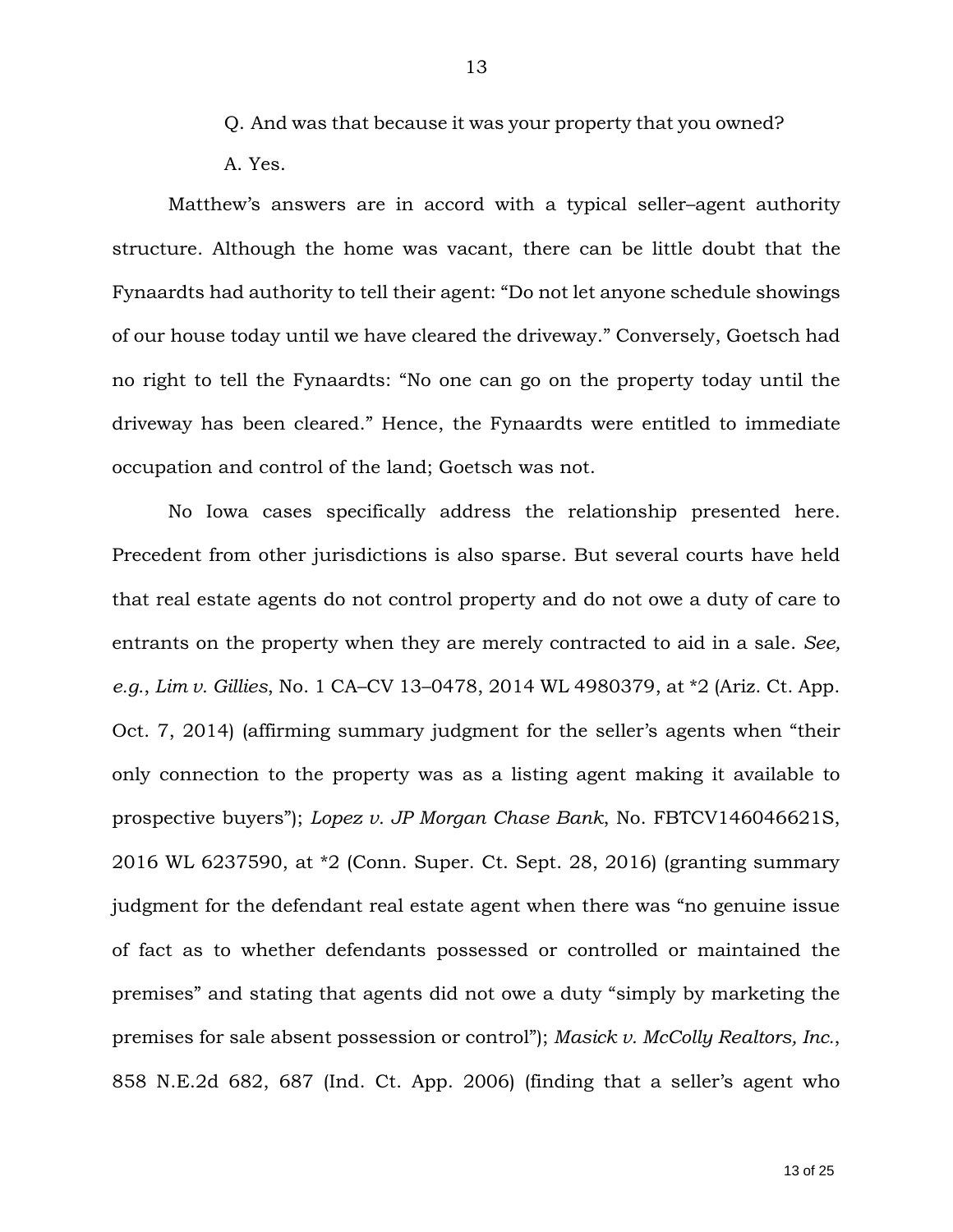Q. And was that because it was your property that you owned?

A. Yes.

Matthew's answers are in accord with a typical seller–agent authority structure. Although the home was vacant, there can be little doubt that the Fynaardts had authority to tell their agent: "Do not let anyone schedule showings of our house today until we have cleared the driveway." Conversely, Goetsch had no right to tell the Fynaardts: "No one can go on the property today until the driveway has been cleared." Hence, the Fynaardts were entitled to immediate occupation and control of the land; Goetsch was not.

No Iowa cases specifically address the relationship presented here. Precedent from other jurisdictions is also sparse. But several courts have held that real estate agents do not control property and do not owe a duty of care to entrants on the property when they are merely contracted to aid in a sale. *See, e.g.*, *Lim v. Gillies*, No. 1 CA–CV 13–0478, 2014 WL 4980379, at *2 (Ariz. Ct. App. Oct. 7, 2014) (affirming summary judgment for the seller's agents when "their only connection to the property was as a listing agent making it available to prospective buyers"); *Lopez v. JP Morgan Chase Bank*, No. FBTCV146046621S, 2016 WL 6237590, at *2 (Conn. Super. Ct. Sept. 28, 2016) (granting summary judgment for the defendant real estate agent when there was "no genuine issue of fact as to whether defendants possessed or controlled or maintained the premises" and stating that agents did not owe a duty "simply by marketing the premises for sale absent possession or control"); *Masick v. McColly Realtors, Inc.*, 858 N.E.2d 682, 687 (Ind. Ct. App. 2006) (finding that a seller's agent who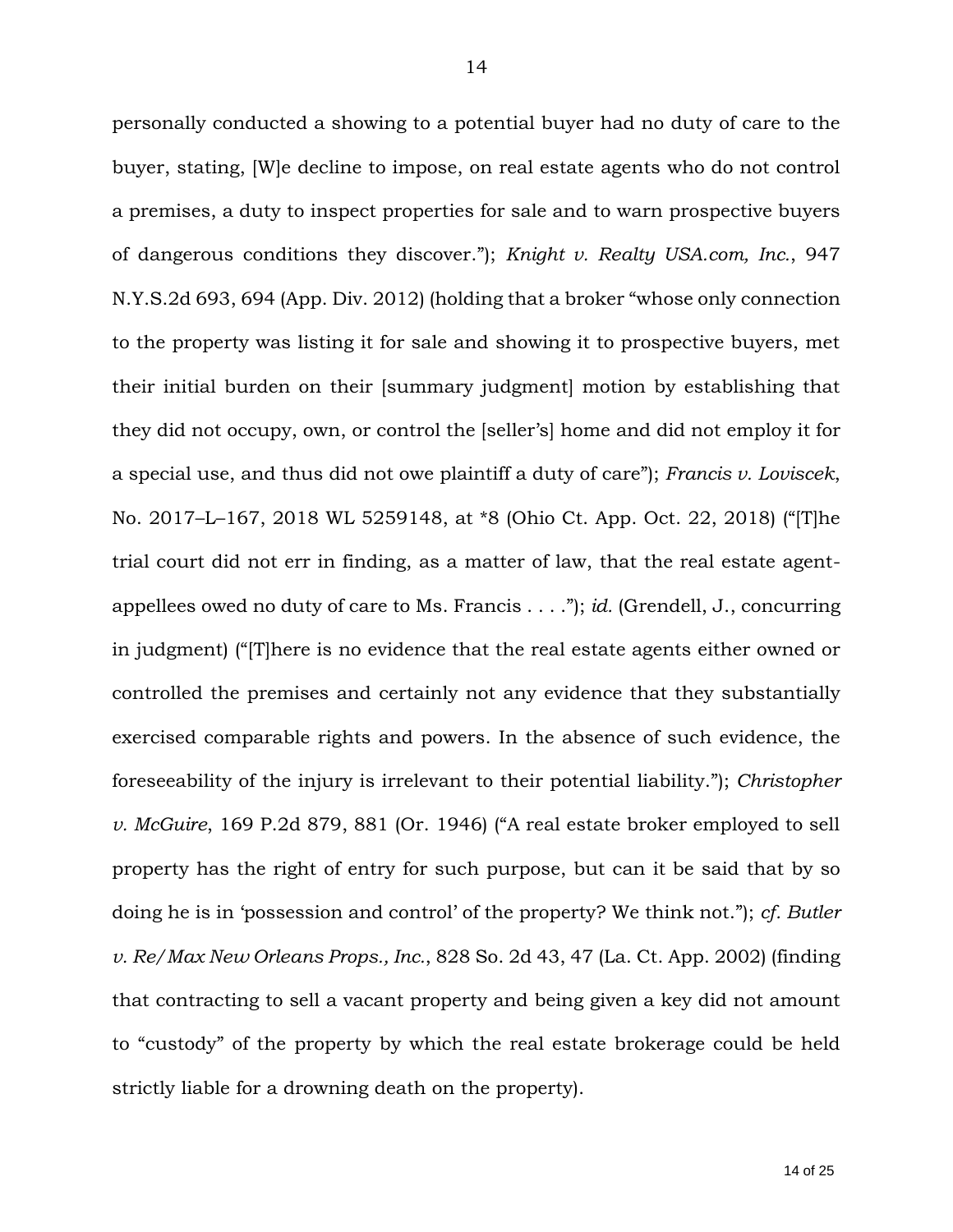personally conducted a showing to a potential buyer had no duty of care to the buyer, stating, [W]e decline to impose, on real estate agents who do not control a premises, a duty to inspect properties for sale and to warn prospective buyers of dangerous conditions they discover."); *Knight v. Realty USA.com, Inc.*, 947 N.Y.S.2d 693, 694 (App. Div. 2012) (holding that a broker "whose only connection to the property was listing it for sale and showing it to prospective buyers, met their initial burden on their [summary judgment] motion by establishing that they did not occupy, own, or control the [seller's] home and did not employ it for a special use, and thus did not owe plaintiff a duty of care"); *Francis v. Loviscek*, No. 2017–L–167, 2018 WL 5259148, at *8 (Ohio Ct. App. Oct. 22, 2018) ("[T]he trial court did not err in finding, as a matter of law, that the real estate agent-appellees owed no duty of care to Ms. Francis . . . ."); *id.* (Grendell, J., concurring in judgment) ("[T]here is no evidence that the real estate agents either owned or controlled the premises and certainly not any evidence that they substantially exercised comparable rights and powers. In the absence of such evidence, the foreseeability of the injury is irrelevant to their potential liability."); *Christopher v. McGuire*, 169 P.2d 879, 881 (Or. 1946) ("A real estate broker employed to sell property has the right of entry for such purpose, but can it be said that by so doing he is in 'possession and control' of the property? We think not."); *cf. Butler v. Re/Max New Orleans Props., Inc.*, 828 So. 2d 43, 47 (La. Ct. App. 2002) (finding that contracting to sell a vacant property and being given a key did not amount to "custody" of the property by which the real estate brokerage could be held strictly liable for a drowning death on the property).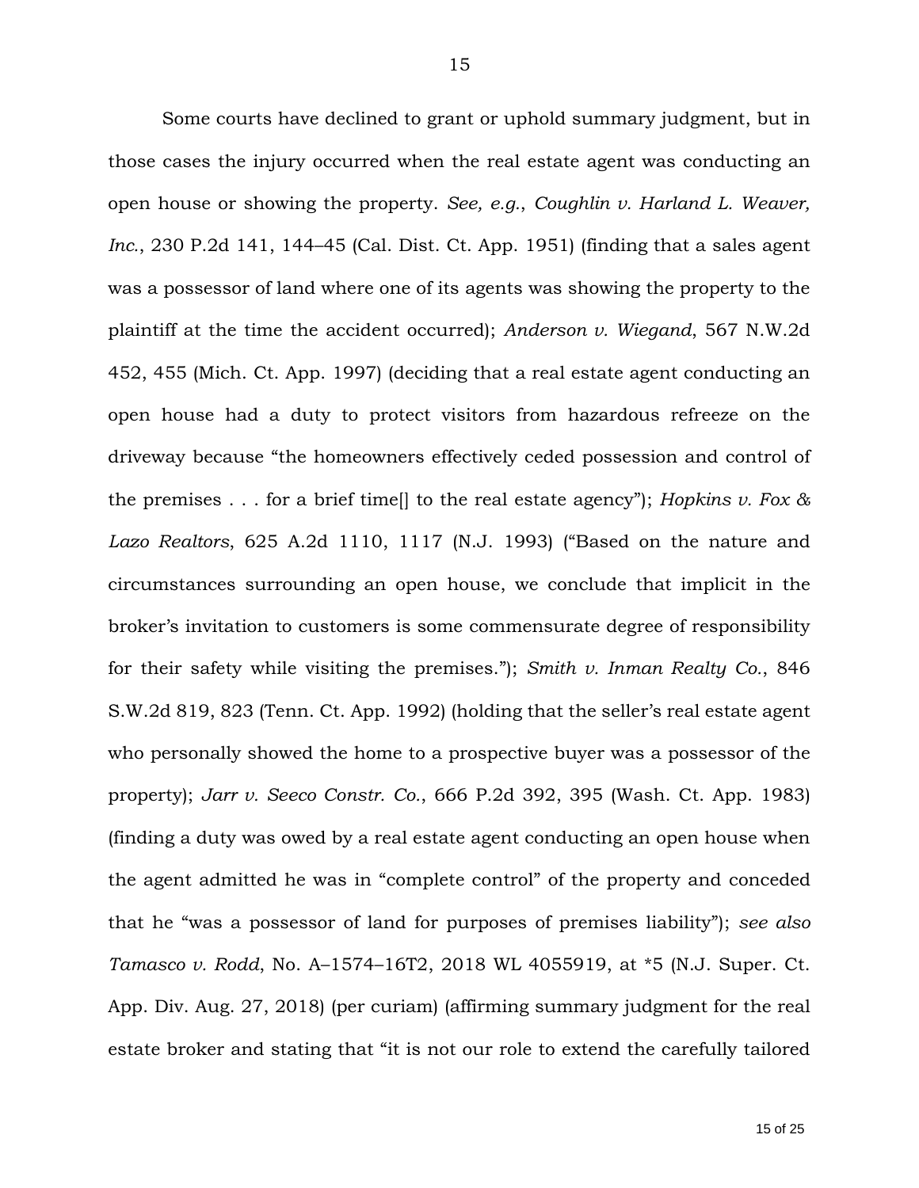Some courts have declined to grant or uphold summary judgment, but in those cases the injury occurred when the real estate agent was conducting an open house or showing the property. *See, e.g.*, *Coughlin v. Harland L. Weaver, Inc.*, 230 P.2d 141, 144–45 (Cal. Dist. Ct. App. 1951) (finding that a sales agent was a possessor of land where one of its agents was showing the property to the plaintiff at the time the accident occurred); *Anderson v. Wiegand*, 567 N.W.2d 452, 455 (Mich. Ct. App. 1997) (deciding that a real estate agent conducting an open house had a duty to protect visitors from hazardous refreeze on the driveway because "the homeowners effectively ceded possession and control of the premises . . . for a brief time[] to the real estate agency"); *Hopkins v. Fox & Lazo Realtors*, 625 A.2d 1110, 1117 (N.J. 1993) ("Based on the nature and circumstances surrounding an open house, we conclude that implicit in the broker's invitation to customers is some commensurate degree of responsibility for their safety while visiting the premises."); *Smith v. Inman Realty Co.*, 846 S.W.2d 819, 823 (Tenn. Ct. App. 1992) (holding that the seller's real estate agent who personally showed the home to a prospective buyer was a possessor of the property); *Jarr v. Seeco Constr. Co.*, 666 P.2d 392, 395 (Wash. Ct. App. 1983) (finding a duty was owed by a real estate agent conducting an open house when the agent admitted he was in "complete control" of the property and conceded that he "was a possessor of land for purposes of premises liability"); *see also Tamasco v. Rodd*, No. A–1574–16T2, 2018 WL 4055919, at *5 (N.J. Super. Ct. App. Div. Aug. 27, 2018) (per curiam) (affirming summary judgment for the real estate broker and stating that "it is not our role to extend the carefully tailored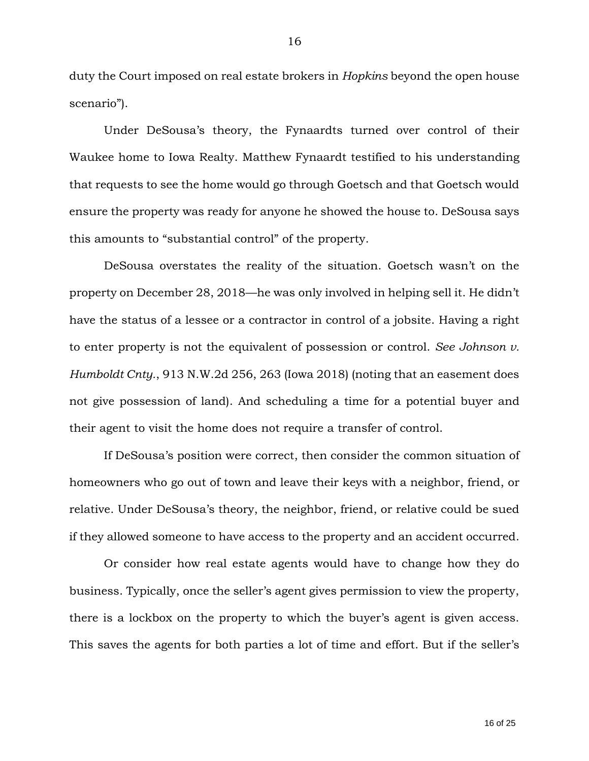duty the Court imposed on real estate brokers in *Hopkins* beyond the open house scenario").

Under DeSousa's theory, the Fynaardts turned over control of their Waukee home to Iowa Realty. Matthew Fynaardt testified to his understanding that requests to see the home would go through Goetsch and that Goetsch would ensure the property was ready for anyone he showed the house to. DeSousa says this amounts to "substantial control" of the property.

DeSousa overstates the reality of the situation. Goetsch wasn't on the property on December 28, 2018—he was only involved in helping sell it. He didn't have the status of a lessee or a contractor in control of a jobsite. Having a right to enter property is not the equivalent of possession or control. *See Johnson v. Humboldt Cnty.*, 913 N.W.2d 256, 263 (Iowa 2018) (noting that an easement does not give possession of land). And scheduling a time for a potential buyer and their agent to visit the home does not require a transfer of control.

If DeSousa's position were correct, then consider the common situation of homeowners who go out of town and leave their keys with a neighbor, friend, or relative. Under DeSousa's theory, the neighbor, friend, or relative could be sued if they allowed someone to have access to the property and an accident occurred.

Or consider how real estate agents would have to change how they do business. Typically, once the seller's agent gives permission to view the property, there is a lockbox on the property to which the buyer's agent is given access. This saves the agents for both parties a lot of time and effort. But if the seller's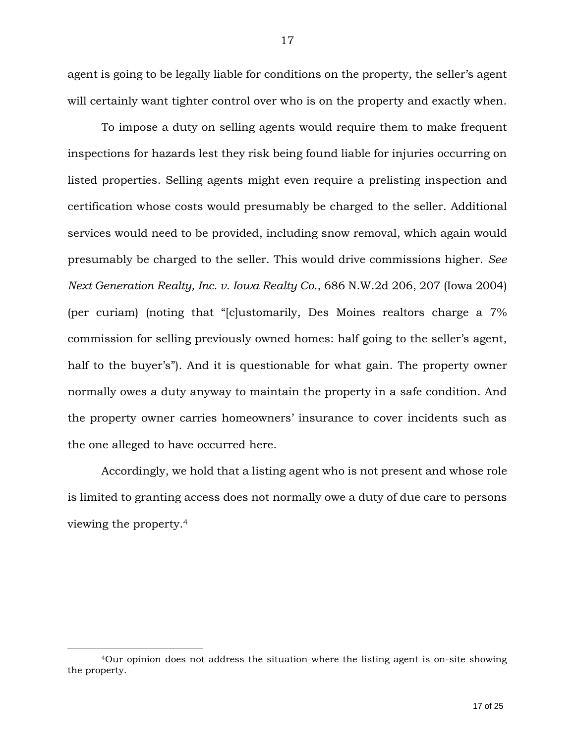agent is going to be legally liable for conditions on the property, the seller's agent will certainly want tighter control over who is on the property and exactly when.

To impose a duty on selling agents would require them to make frequent inspections for hazards lest they risk being found liable for injuries occurring on listed properties. Selling agents might even require a prelisting inspection and certification whose costs would presumably be charged to the seller. Additional services would need to be provided, including snow removal, which again would presumably be charged to the seller. This would drive commissions higher. *See Next Generation Realty, Inc. v. Iowa Realty Co.*, 686 N.W.2d 206, 207 (Iowa 2004) (per curiam) (noting that "[c]ustomarily, Des Moines realtors charge a 7% commission for selling previously owned homes: half going to the seller's agent, half to the buyer's"). And it is questionable for what gain. The property owner normally owes a duty anyway to maintain the property in a safe condition. And the property owner carries homeowners' insurance to cover incidents such as the one alleged to have occurred here.

Accordingly, we hold that a listing agent who is not present and whose role is limited to granting access does not normally owe a duty of due care to persons viewing the property.[4]

---

[4]Our opinion does not address the situation where the listing agent is on-site showing the property.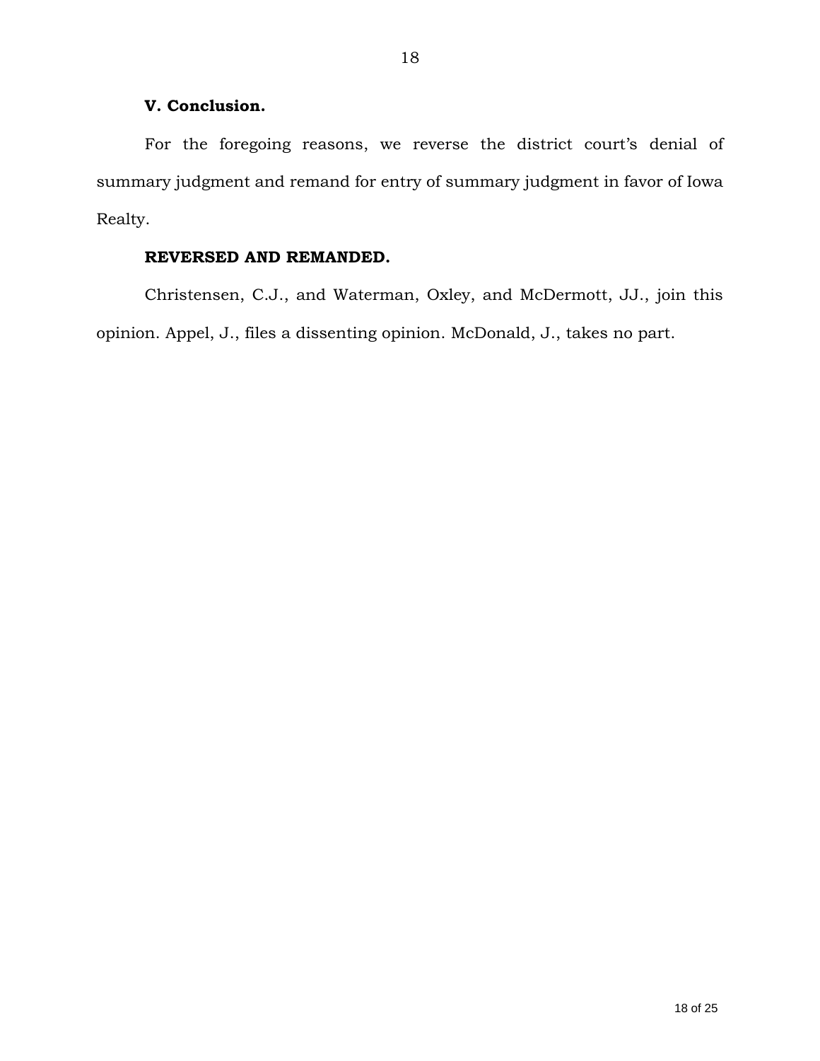### V. Conclusion.

For the foregoing reasons, we reverse the district court's denial of summary judgment and remand for entry of summary judgment in favor of Iowa Realty.

**REVERSED AND REMANDED.**

Christensen, C.J., and Waterman, Oxley, and McDermott, JJ., join this opinion. Appel, J., files a dissenting opinion. McDonald, J., takes no part.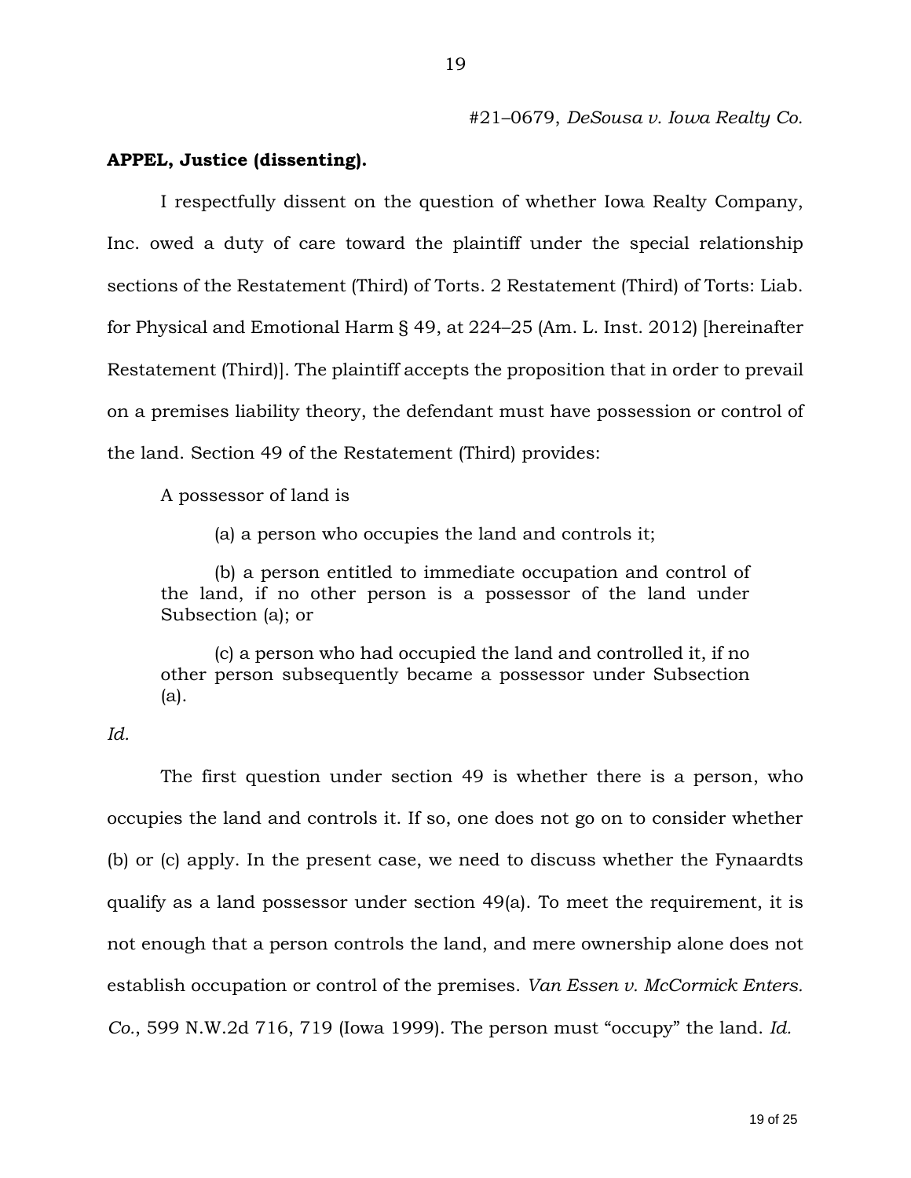#21–0679, *DeSousa v. Iowa Realty Co.*

**APPEL, Justice (dissenting).**

I respectfully dissent on the question of whether Iowa Realty Company, Inc. owed a duty of care toward the plaintiff under the special relationship sections of the Restatement (Third) of Torts. 2 Restatement (Third) of Torts: Liab. for Physical and Emotional Harm § 49, at 224–25 (Am. L. Inst. 2012) [hereinafter Restatement (Third)]. The plaintiff accepts the proposition that in order to prevail on a premises liability theory, the defendant must have possession or control of the land. Section 49 of the Restatement (Third) provides:

> A possessor of land is
>
> (a) a person who occupies the land and controls it;
>
> (b) a person entitled to immediate occupation and control of the land, if no other person is a possessor of the land under Subsection (a); or
>
> (c) a person who had occupied the land and controlled it, if no other person subsequently became a possessor under Subsection (a).

*Id.*

The first question under section 49 is whether there is a person, who occupies the land and controls it. If so, one does not go on to consider whether (b) or (c) apply. In the present case, we need to discuss whether the Fynaardts qualify as a land possessor under section 49(a). To meet the requirement, it is not enough that a person controls the land, and mere ownership alone does not establish occupation or control of the premises. *Van Essen v. McCormick Enters. Co.*, 599 N.W.2d 716, 719 (Iowa 1999). The person must "occupy" the land. *Id.*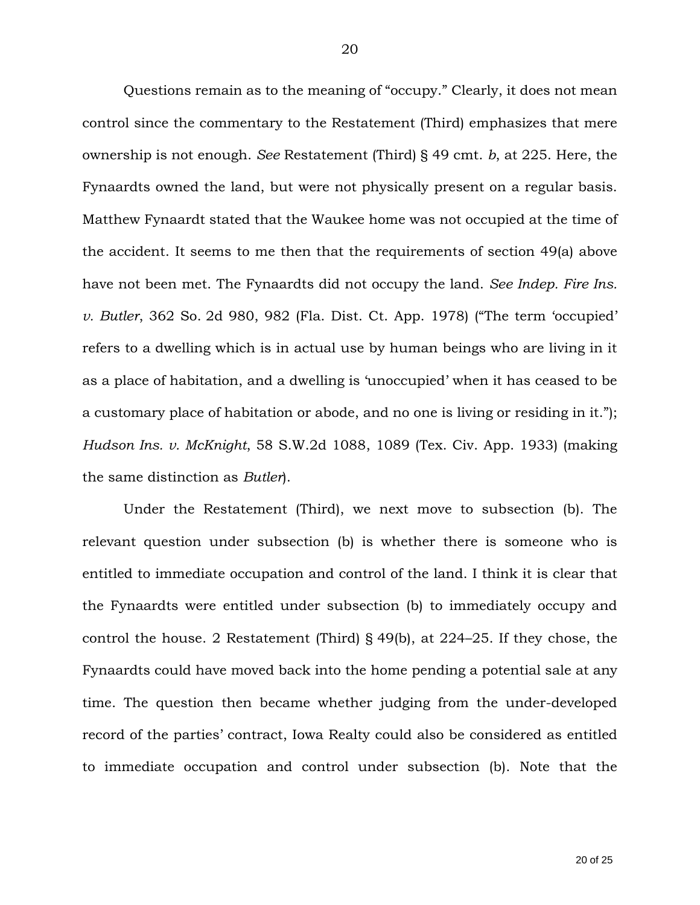Questions remain as to the meaning of "occupy." Clearly, it does not mean control since the commentary to the Restatement (Third) emphasizes that mere ownership is not enough. *See* Restatement (Third) § 49 cmt. *b*, at 225. Here, the Fynaardts owned the land, but were not physically present on a regular basis. Matthew Fynaardt stated that the Waukee home was not occupied at the time of the accident. It seems to me then that the requirements of section 49(a) above have not been met. The Fynaardts did not occupy the land. *See Indep. Fire Ins. v. Butler*, 362 So. 2d 980, 982 (Fla. Dist. Ct. App. 1978) ("The term 'occupied' refers to a dwelling which is in actual use by human beings who are living in it as a place of habitation, and a dwelling is 'unoccupied' when it has ceased to be a customary place of habitation or abode, and no one is living or residing in it."); *Hudson Ins. v. McKnight*, 58 S.W.2d 1088, 1089 (Tex. Civ. App. 1933) (making the same distinction as *Butler*).

Under the Restatement (Third), we next move to subsection (b). The relevant question under subsection (b) is whether there is someone who is entitled to immediate occupation and control of the land. I think it is clear that the Fynaardts were entitled under subsection (b) to immediately occupy and control the house. 2 Restatement (Third) § 49(b), at 224–25. If they chose, the Fynaardts could have moved back into the home pending a potential sale at any time. The question then became whether judging from the under-developed record of the parties' contract, Iowa Realty could also be considered as entitled to immediate occupation and control under subsection (b). Note that the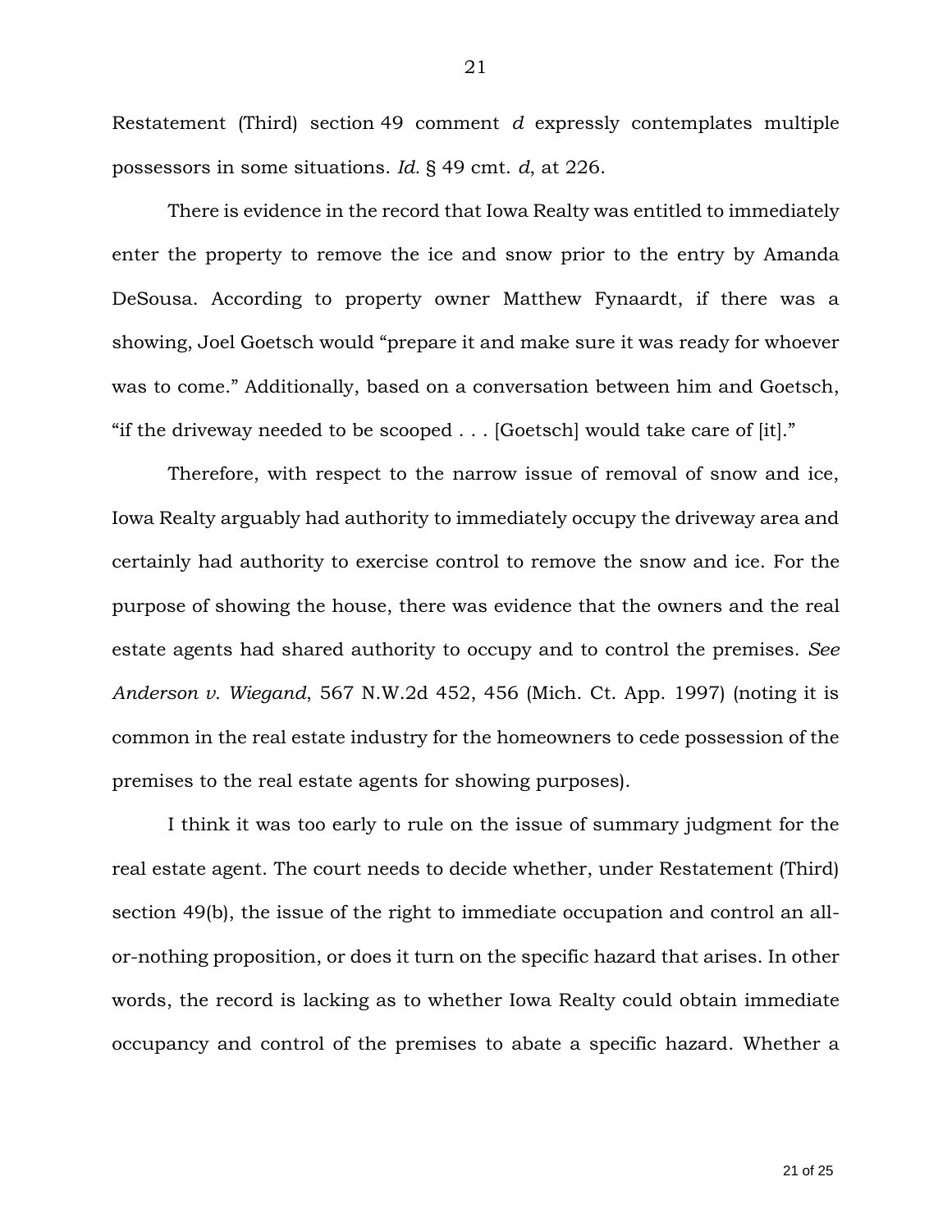Restatement (Third) section 49 comment *d* expressly contemplates multiple possessors in some situations. *Id.* § 49 cmt. *d*, at 226.

There is evidence in the record that Iowa Realty was entitled to immediately enter the property to remove the ice and snow prior to the entry by Amanda DeSousa. According to property owner Matthew Fynaardt, if there was a showing, Joel Goetsch would "prepare it and make sure it was ready for whoever was to come." Additionally, based on a conversation between him and Goetsch, "if the driveway needed to be scooped . . . [Goetsch] would take care of [it]."

Therefore, with respect to the narrow issue of removal of snow and ice, Iowa Realty arguably had authority to immediately occupy the driveway area and certainly had authority to exercise control to remove the snow and ice. For the purpose of showing the house, there was evidence that the owners and the real estate agents had shared authority to occupy and to control the premises. *See Anderson v. Wiegand*, 567 N.W.2d 452, 456 (Mich. Ct. App. 1997) (noting it is common in the real estate industry for the homeowners to cede possession of the premises to the real estate agents for showing purposes).

I think it was too early to rule on the issue of summary judgment for the real estate agent. The court needs to decide whether, under Restatement (Third) section 49(b), the issue of the right to immediate occupation and control an all-or-nothing proposition, or does it turn on the specific hazard that arises. In other words, the record is lacking as to whether Iowa Realty could obtain immediate occupancy and control of the premises to abate a specific hazard. Whether a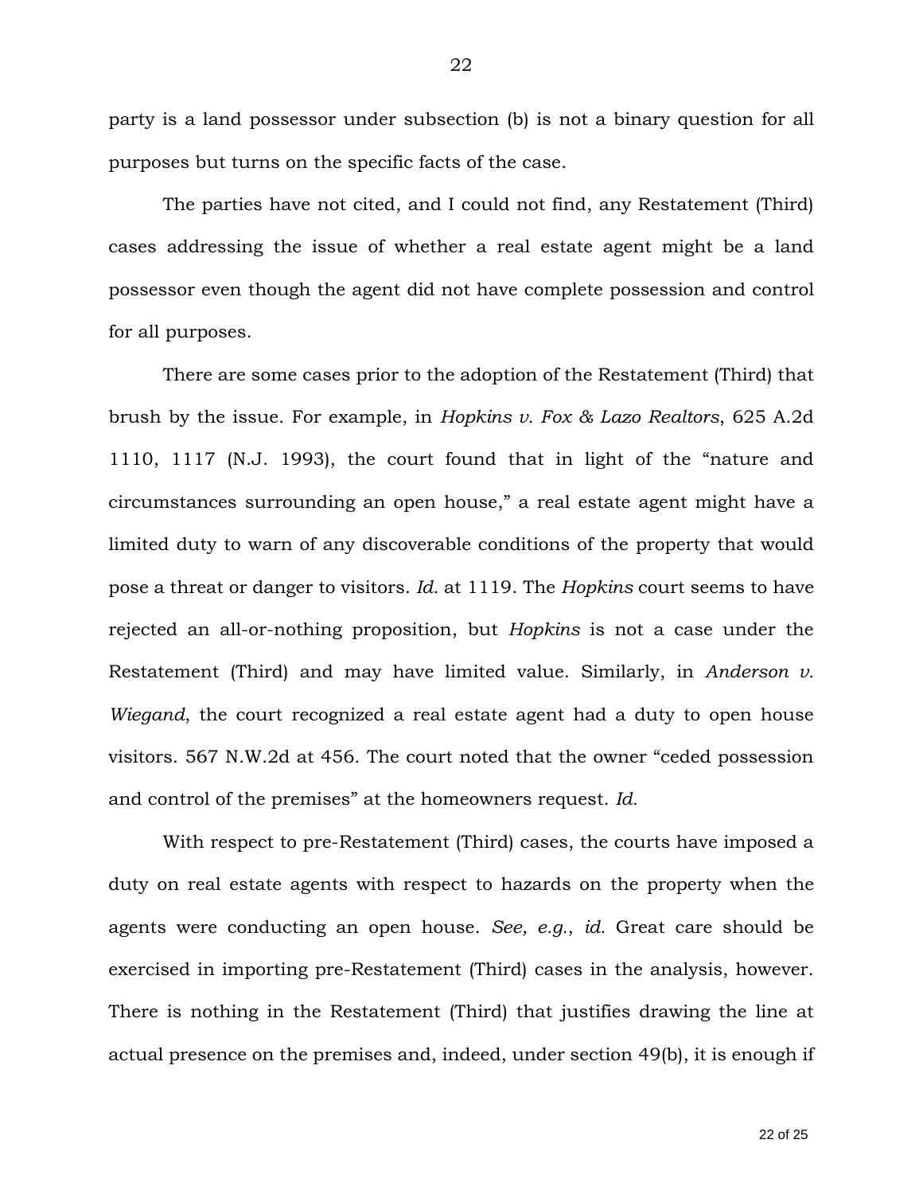party is a land possessor under subsection (b) is not a binary question for all purposes but turns on the specific facts of the case.

The parties have not cited, and I could not find, any Restatement (Third) cases addressing the issue of whether a real estate agent might be a land possessor even though the agent did not have complete possession and control for all purposes.

There are some cases prior to the adoption of the Restatement (Third) that brush by the issue. For example, in *Hopkins v. Fox & Lazo Realtors*, 625 A.2d 1110, 1117 (N.J. 1993), the court found that in light of the "nature and circumstances surrounding an open house," a real estate agent might have a limited duty to warn of any discoverable conditions of the property that would pose a threat or danger to visitors. *Id.* at 1119. The *Hopkins* court seems to have rejected an all-or-nothing proposition, but *Hopkins* is not a case under the Restatement (Third) and may have limited value. Similarly, in *Anderson v. Wiegand*, the court recognized a real estate agent had a duty to open house visitors. 567 N.W.2d at 456. The court noted that the owner "ceded possession and control of the premises" at the homeowners request. *Id.*

With respect to pre-Restatement (Third) cases, the courts have imposed a duty on real estate agents with respect to hazards on the property when the agents were conducting an open house. *See, e.g.*, *id.* Great care should be exercised in importing pre-Restatement (Third) cases in the analysis, however. There is nothing in the Restatement (Third) that justifies drawing the line at actual presence on the premises and, indeed, under section 49(b), it is enough if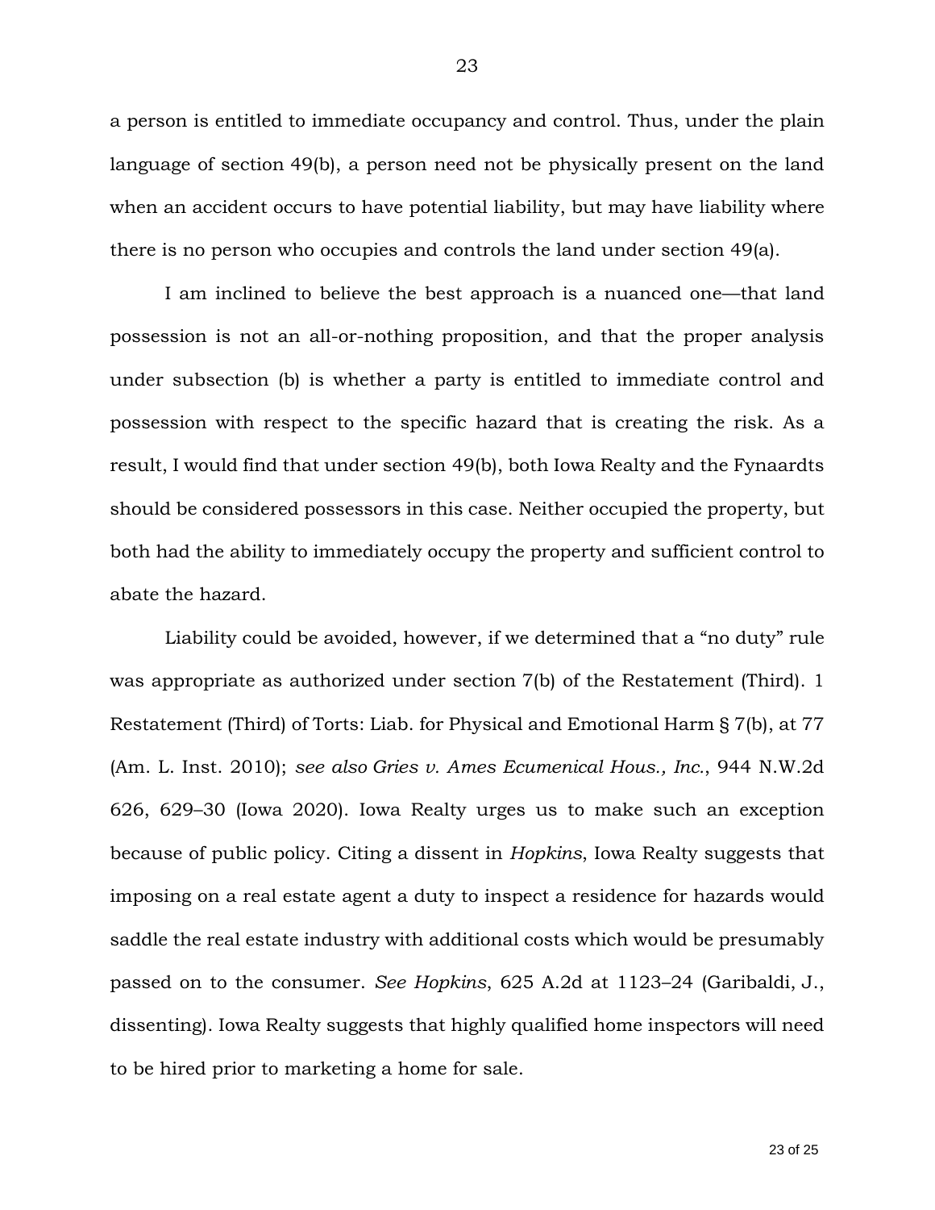a person is entitled to immediate occupancy and control. Thus, under the plain language of section 49(b), a person need not be physically present on the land when an accident occurs to have potential liability, but may have liability where there is no person who occupies and controls the land under section 49(a).

I am inclined to believe the best approach is a nuanced one—that land possession is not an all-or-nothing proposition, and that the proper analysis under subsection (b) is whether a party is entitled to immediate control and possession with respect to the specific hazard that is creating the risk. As a result, I would find that under section 49(b), both Iowa Realty and the Fynaardts should be considered possessors in this case. Neither occupied the property, but both had the ability to immediately occupy the property and sufficient control to abate the hazard.

Liability could be avoided, however, if we determined that a "no duty" rule was appropriate as authorized under section 7(b) of the Restatement (Third). 1 Restatement (Third) of Torts: Liab. for Physical and Emotional Harm § 7(b), at 77 (Am. L. Inst. 2010); *see also Gries v. Ames Ecumenical Hous., Inc.*, 944 N.W.2d 626, 629–30 (Iowa 2020). Iowa Realty urges us to make such an exception because of public policy. Citing a dissent in *Hopkins*, Iowa Realty suggests that imposing on a real estate agent a duty to inspect a residence for hazards would saddle the real estate industry with additional costs which would be presumably passed on to the consumer. *See Hopkins*, 625 A.2d at 1123–24 (Garibaldi, J., dissenting). Iowa Realty suggests that highly qualified home inspectors will need to be hired prior to marketing a home for sale.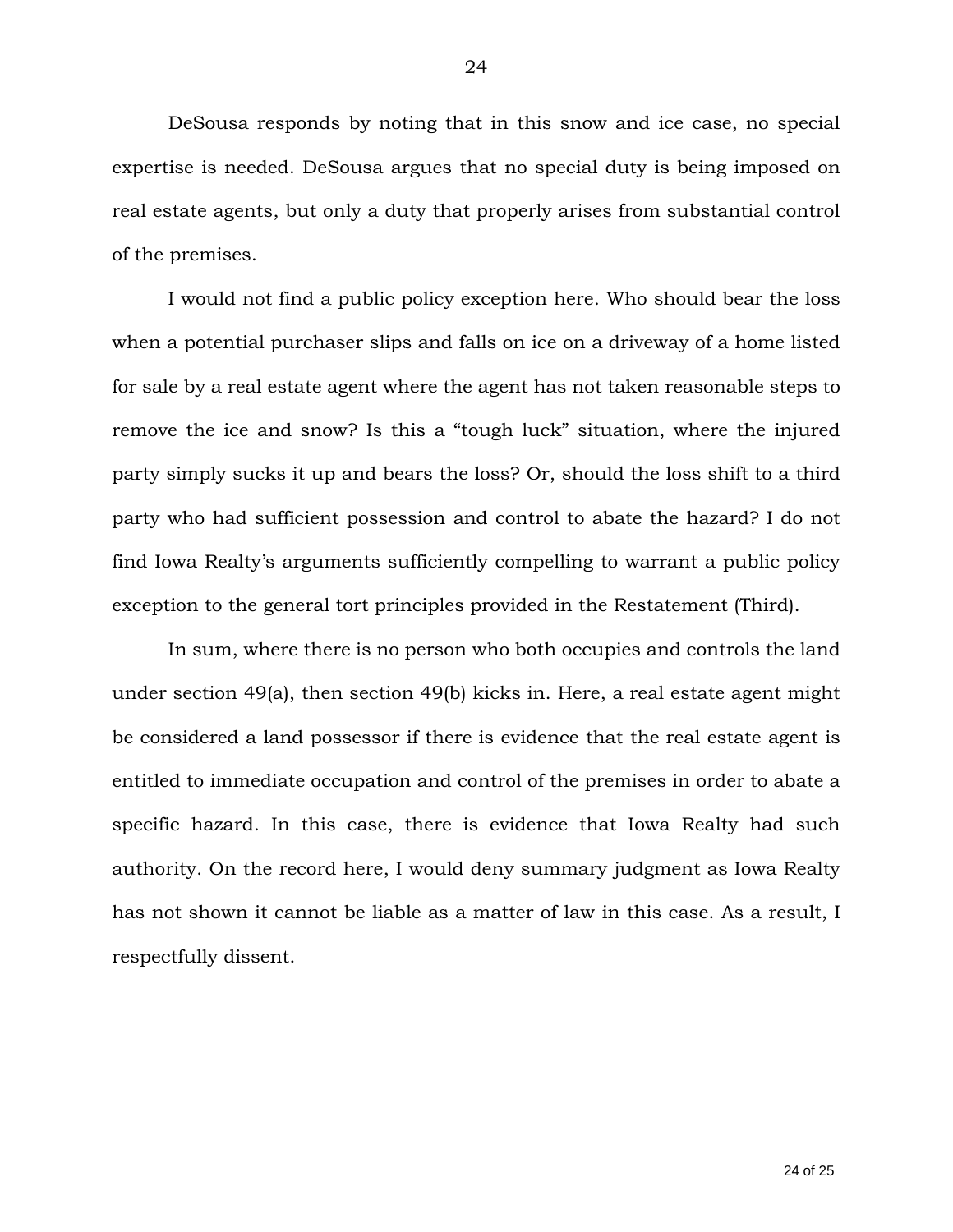DeSousa responds by noting that in this snow and ice case, no special expertise is needed. DeSousa argues that no special duty is being imposed on real estate agents, but only a duty that properly arises from substantial control of the premises.

I would not find a public policy exception here. Who should bear the loss when a potential purchaser slips and falls on ice on a driveway of a home listed for sale by a real estate agent where the agent has not taken reasonable steps to remove the ice and snow? Is this a "tough luck" situation, where the injured party simply sucks it up and bears the loss? Or, should the loss shift to a third party who had sufficient possession and control to abate the hazard? I do not find Iowa Realty's arguments sufficiently compelling to warrant a public policy exception to the general tort principles provided in the Restatement (Third).

In sum, where there is no person who both occupies and controls the land under section 49(a), then section 49(b) kicks in. Here, a real estate agent might be considered a land possessor if there is evidence that the real estate agent is entitled to immediate occupation and control of the premises in order to abate a specific hazard. In this case, there is evidence that Iowa Realty had such authority. On the record here, I would deny summary judgment as Iowa Realty has not shown it cannot be liable as a matter of law in this case. As a result, I respectfully dissent.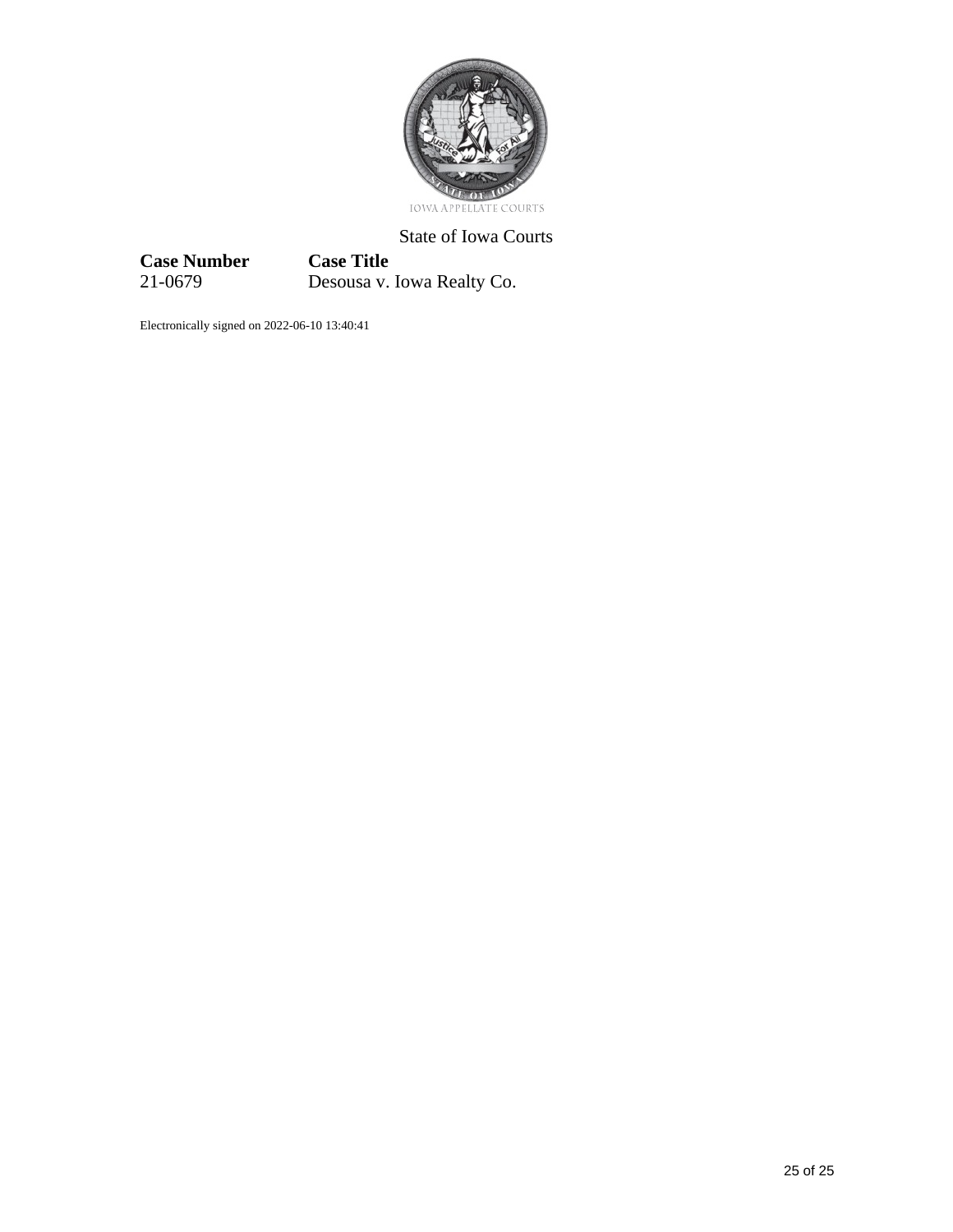IOWA APPELLATE COURTS

State of Iowa Courts

| Case Number | Case Title |
|---|---|
| 21-0679 | Desousa v. Iowa Realty Co. |

Electronically signed on 2022-06-10 13:40:41